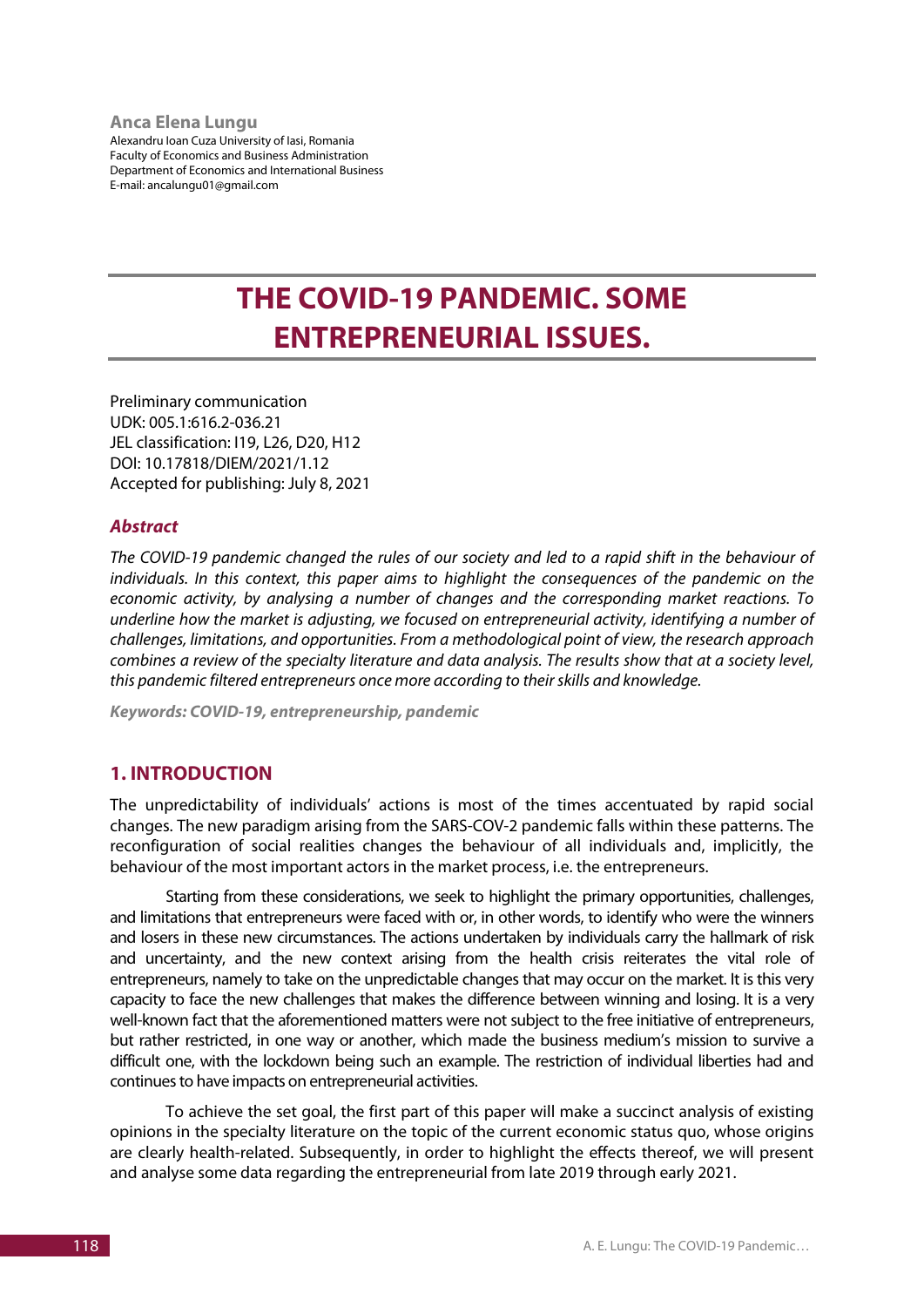**Anca Elena Lungu**
Alexandru Ioan Cuza University of Iasi, Romania
Faculty of Economics and Business Administration
Department of Economics and International Business
E-mail: ancalungu01@gmail.com

# THE COVID-19 PANDEMIC. SOME ENTREPRENEURIAL ISSUES.

Preliminary communication
UDK: 005.1:616.2-036.21
JEL classification: I19, L26, D20, H12
DOI: 10.17818/DIEM/2021/1.12
Accepted for publishing: July 8, 2021

### *Abstract*

*The COVID-19 pandemic changed the rules of our society and led to a rapid shift in the behaviour of individuals. In this context, this paper aims to highlight the consequences of the pandemic on the economic activity, by analysing a number of changes and the corresponding market reactions. To underline how the market is adjusting, we focused on entrepreneurial activity, identifying a number of challenges, limitations, and opportunities. From a methodological point of view, the research approach combines a review of the specialty literature and data analysis. The results show that at a society level, this pandemic filtered entrepreneurs once more according to their skills and knowledge.*

***Keywords: COVID-19, entrepreneurship, pandemic***

## 1. INTRODUCTION

The unpredictability of individuals' actions is most of the times accentuated by rapid social changes. The new paradigm arising from the SARS-COV-2 pandemic falls within these patterns. The reconfiguration of social realities changes the behaviour of all individuals and, implicitly, the behaviour of the most important actors in the market process, i.e. the entrepreneurs.

Starting from these considerations, we seek to highlight the primary opportunities, challenges, and limitations that entrepreneurs were faced with or, in other words, to identify who were the winners and losers in these new circumstances. The actions undertaken by individuals carry the hallmark of risk and uncertainty, and the new context arising from the health crisis reiterates the vital role of entrepreneurs, namely to take on the unpredictable changes that may occur on the market. It is this very capacity to face the new challenges that makes the difference between winning and losing. It is a very well-known fact that the aforementioned matters were not subject to the free initiative of entrepreneurs, but rather restricted, in one way or another, which made the business medium's mission to survive a difficult one, with the lockdown being such an example. The restriction of individual liberties had and continues to have impacts on entrepreneurial activities.

To achieve the set goal, the first part of this paper will make a succinct analysis of existing opinions in the specialty literature on the topic of the current economic status quo, whose origins are clearly health-related. Subsequently, in order to highlight the effects thereof, we will present and analyse some data regarding the entrepreneurial from late 2019 through early 2021.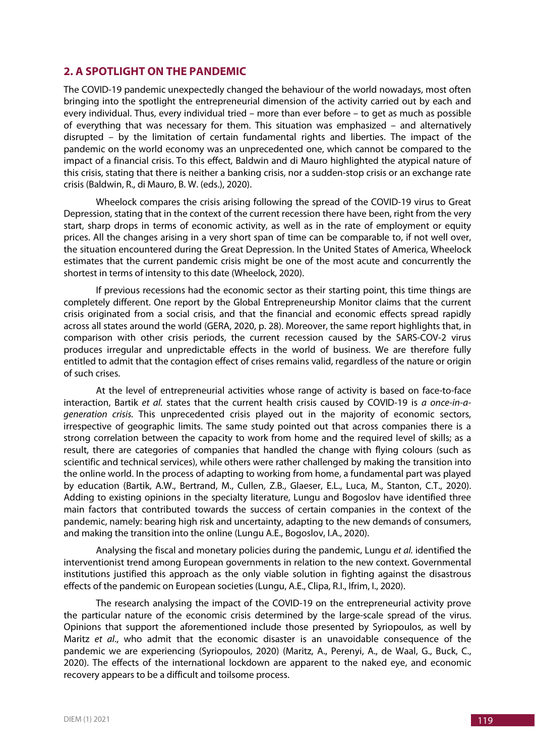## 2. A SPOTLIGHT ON THE PANDEMIC

The COVID-19 pandemic unexpectedly changed the behaviour of the world nowadays, most often bringing into the spotlight the entrepreneurial dimension of the activity carried out by each and every individual. Thus, every individual tried – more than ever before – to get as much as possible of everything that was necessary for them. This situation was emphasized – and alternatively disrupted – by the limitation of certain fundamental rights and liberties. The impact of the pandemic on the world economy was an unprecedented one, which cannot be compared to the impact of a financial crisis. To this effect, Baldwin and di Mauro highlighted the atypical nature of this crisis, stating that there is neither a banking crisis, nor a sudden-stop crisis or an exchange rate crisis (Baldwin, R., di Mauro, B. W. (eds.), 2020).

Wheelock compares the crisis arising following the spread of the COVID-19 virus to Great Depression, stating that in the context of the current recession there have been, right from the very start, sharp drops in terms of economic activity, as well as in the rate of employment or equity prices. All the changes arising in a very short span of time can be comparable to, if not well over, the situation encountered during the Great Depression. In the United States of America, Wheelock estimates that the current pandemic crisis might be one of the most acute and concurrently the shortest in terms of intensity to this date (Wheelock, 2020).

If previous recessions had the economic sector as their starting point, this time things are completely different. One report by the Global Entrepreneurship Monitor claims that the current crisis originated from a social crisis, and that the financial and economic effects spread rapidly across all states around the world (GERA, 2020, p. 28). Moreover, the same report highlights that, in comparison with other crisis periods, the current recession caused by the SARS-COV-2 virus produces irregular and unpredictable effects in the world of business. We are therefore fully entitled to admit that the contagion effect of crises remains valid, regardless of the nature or origin of such crises.

At the level of entrepreneurial activities whose range of activity is based on face-to-face interaction, Bartik *et al.* states that the current health crisis caused by COVID-19 is *a once-in-a-generation crisis.* This unprecedented crisis played out in the majority of economic sectors, irrespective of geographic limits. The same study pointed out that across companies there is a strong correlation between the capacity to work from home and the required level of skills; as a result, there are categories of companies that handled the change with flying colours (such as scientific and technical services), while others were rather challenged by making the transition into the online world. In the process of adapting to working from home, a fundamental part was played by education (Bartik, A.W., Bertrand, M., Cullen, Z.B., Glaeser, E.L., Luca, M., Stanton, C.T., 2020). Adding to existing opinions in the specialty literature, Lungu and Bogoslov have identified three main factors that contributed towards the success of certain companies in the context of the pandemic, namely: bearing high risk and uncertainty, adapting to the new demands of consumers, and making the transition into the online (Lungu A.E., Bogoslov, I.A., 2020).

Analysing the fiscal and monetary policies during the pandemic, Lungu *et al.* identified the interventionist trend among European governments in relation to the new context. Governmental institutions justified this approach as the only viable solution in fighting against the disastrous effects of the pandemic on European societies (Lungu, A.E., Clipa, R.I., Ifrim, I., 2020).

The research analysing the impact of the COVID-19 on the entrepreneurial activity prove the particular nature of the economic crisis determined by the large-scale spread of the virus. Opinions that support the aforementioned include those presented by Syriopoulos, as well by Maritz *et al*., who admit that the economic disaster is an unavoidable consequence of the pandemic we are experiencing (Syriopoulos, 2020) (Maritz, A., Perenyi, A., de Waal, G., Buck, C., 2020). The effects of the international lockdown are apparent to the naked eye, and economic recovery appears to be a difficult and toilsome process.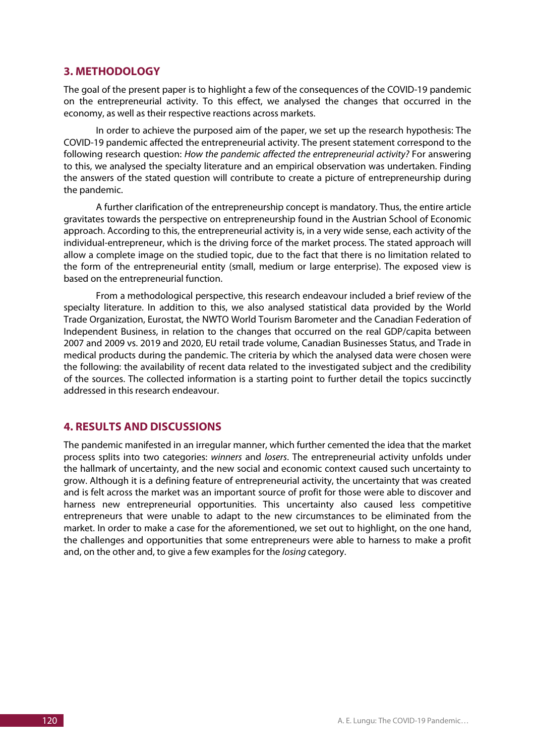## 3. METHODOLOGY

The goal of the present paper is to highlight a few of the consequences of the COVID-19 pandemic on the entrepreneurial activity. To this effect, we analysed the changes that occurred in the economy, as well as their respective reactions across markets.

In order to achieve the purposed aim of the paper, we set up the research hypothesis: The COVID-19 pandemic affected the entrepreneurial activity. The present statement correspond to the following research question: *How the pandemic affected the entrepreneurial activity?* For answering to this, we analysed the specialty literature and an empirical observation was undertaken. Finding the answers of the stated question will contribute to create a picture of entrepreneurship during the pandemic.

A further clarification of the entrepreneurship concept is mandatory. Thus, the entire article gravitates towards the perspective on entrepreneurship found in the Austrian School of Economic approach. According to this, the entrepreneurial activity is, in a very wide sense, each activity of the individual-entrepreneur, which is the driving force of the market process. The stated approach will allow a complete image on the studied topic, due to the fact that there is no limitation related to the form of the entrepreneurial entity (small, medium or large enterprise). The exposed view is based on the entrepreneurial function.

From a methodological perspective, this research endeavour included a brief review of the specialty literature. In addition to this, we also analysed statistical data provided by the World Trade Organization, Eurostat, the NWTO World Tourism Barometer and the Canadian Federation of Independent Business, in relation to the changes that occurred on the real GDP/capita between 2007 and 2009 vs. 2019 and 2020, EU retail trade volume, Canadian Businesses Status, and Trade in medical products during the pandemic. The criteria by which the analysed data were chosen were the following: the availability of recent data related to the investigated subject and the credibility of the sources. The collected information is a starting point to further detail the topics succinctly addressed in this research endeavour.

## 4. RESULTS AND DISCUSSIONS

The pandemic manifested in an irregular manner, which further cemented the idea that the market process splits into two categories: *winners* and *losers*. The entrepreneurial activity unfolds under the hallmark of uncertainty, and the new social and economic context caused such uncertainty to grow. Although it is a defining feature of entrepreneurial activity, the uncertainty that was created and is felt across the market was an important source of profit for those were able to discover and harness new entrepreneurial opportunities. This uncertainty also caused less competitive entrepreneurs that were unable to adapt to the new circumstances to be eliminated from the market. In order to make a case for the aforementioned, we set out to highlight, on the one hand, the challenges and opportunities that some entrepreneurs were able to harness to make a profit and, on the other and, to give a few examples for the *losing* category.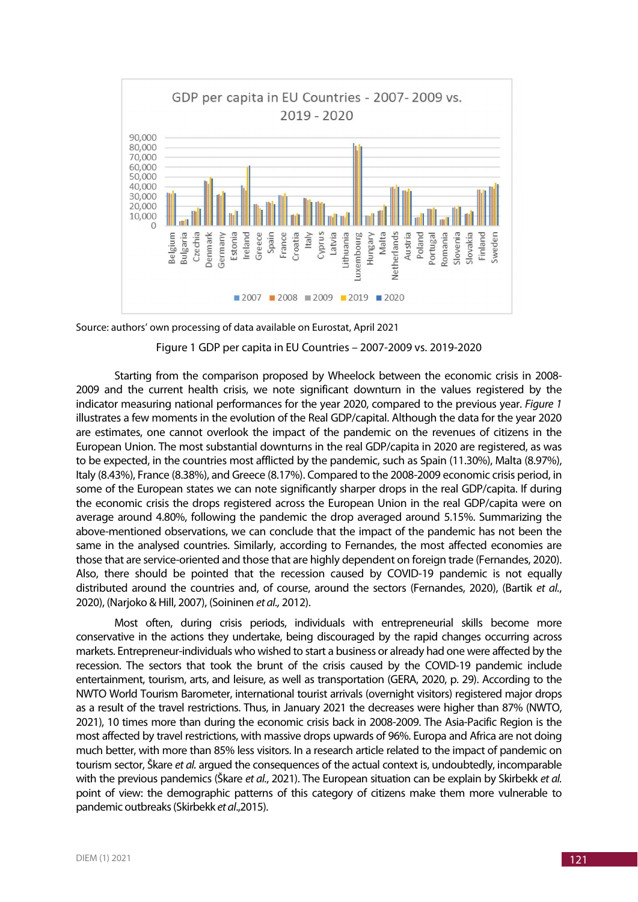Source: authors' own processing of data available on Eurostat, April 2021

Figure 1 GDP per capita in EU Countries – 2007-2009 vs. 2019-2020

Starting from the comparison proposed by Wheelock between the economic crisis in 2008-2009 and the current health crisis, we note significant downturn in the values registered by the indicator measuring national performances for the year 2020, compared to the previous year. *Figure 1* illustrates a few moments in the evolution of the Real GDP/capital. Although the data for the year 2020 are estimates, one cannot overlook the impact of the pandemic on the revenues of citizens in the European Union. The most substantial downturns in the real GDP/capita in 2020 are registered, as was to be expected, in the countries most afflicted by the pandemic, such as Spain (11.30%), Malta (8.97%), Italy (8.43%), France (8.38%), and Greece (8.17%). Compared to the 2008-2009 economic crisis period, in some of the European states we can note significantly sharper drops in the real GDP/capita. If during the economic crisis the drops registered across the European Union in the real GDP/capita were on average around 4.80%, following the pandemic the drop averaged around 5.15%. Summarizing the above-mentioned observations, we can conclude that the impact of the pandemic has not been the same in the analysed countries. Similarly, according to Fernandes, the most affected economies are those that are service-oriented and those that are highly dependent on foreign trade (Fernandes, 2020). Also, there should be pointed that the recession caused by COVID-19 pandemic is not equally distributed around the countries and, of course, around the sectors (Fernandes, 2020), (Bartik *et al.*, 2020), (Narjoko & Hill, 2007), (Soininen *et al.,* 2012).

Most often, during crisis periods, individuals with entrepreneurial skills become more conservative in the actions they undertake, being discouraged by the rapid changes occurring across markets. Entrepreneur-individuals who wished to start a business or already had one were affected by the recession. The sectors that took the brunt of the crisis caused by the COVID-19 pandemic include entertainment, tourism, arts, and leisure, as well as transportation (GERA, 2020, p. 29). According to the NWTO World Tourism Barometer, international tourist arrivals (overnight visitors) registered major drops as a result of the travel restrictions. Thus, in January 2021 the decreases were higher than 87% (NWTO, 2021), 10 times more than during the economic crisis back in 2008-2009. The Asia-Pacific Region is the most affected by travel restrictions, with massive drops upwards of 96%. Europa and Africa are not doing much better, with more than 85% less visitors. In a research article related to the impact of pandemic on tourism sector, Škare *et al.* argued the consequences of the actual context is, undoubtedly, incomparable with the previous pandemics (Škare *et al.*, 2021). The European situation can be explain by Skirbekk *et al.* point of view: the demographic patterns of this category of citizens make them more vulnerable to pandemic outbreaks (Skirbekk *et al*.,2015).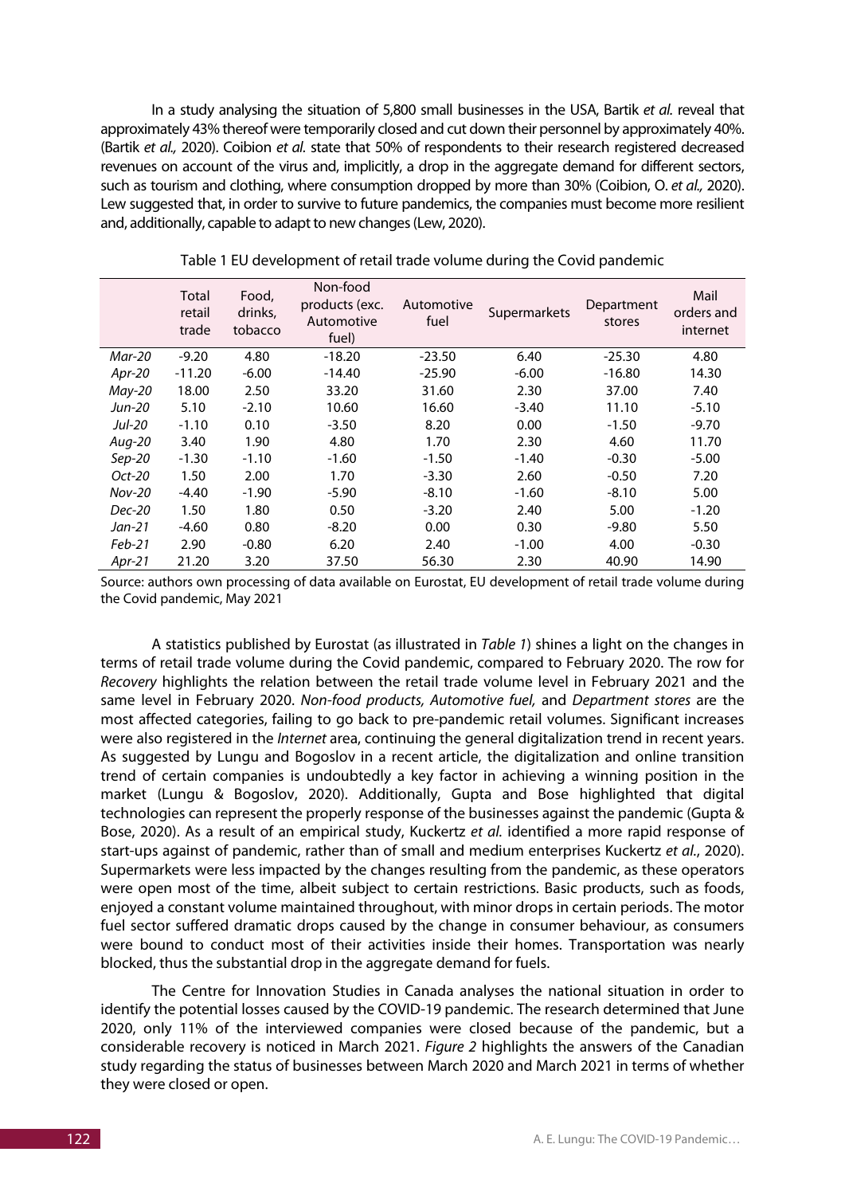In a study analysing the situation of 5,800 small businesses in the USA, Bartik *et al.* reveal that approximately 43% thereof were temporarily closed and cut down their personnel by approximately 40%. (Bartik *et al.,* 2020). Coibion *et al.* state that 50% of respondents to their research registered decreased revenues on account of the virus and, implicitly, a drop in the aggregate demand for different sectors, such as tourism and clothing, where consumption dropped by more than 30% (Coibion, O. *et al.,* 2020). Lew suggested that, in order to survive to future pandemics, the companies must become more resilient and, additionally, capable to adapt to new changes (Lew, 2020).

Table 1 EU development of retail trade volume during the Covid pandemic

| | Total retail trade | Food, drinks, tobacco | Non-food products (exc. Automotive fuel) | Automotive fuel | Supermarkets | Department stores | Mail orders and internet |
|---|---|---|---|---|---|---|---|
| *Mar-20* | -9.20 | 4.80 | -18.20 | -23.50 | 6.40 | -25.30 | 4.80 |
| *Apr-20* | -11.20 | -6.00 | -14.40 | -25.90 | -6.00 | -16.80 | 14.30 |
| *May-20* | 18.00 | 2.50 | 33.20 | 31.60 | 2.30 | 37.00 | 7.40 |
| *Jun-20* | 5.10 | -2.10 | 10.60 | 16.60 | -3.40 | 11.10 | -5.10 |
| *Jul-20* | -1.10 | 0.10 | -3.50 | 8.20 | 0.00 | -1.50 | -9.70 |
| *Aug-20* | 3.40 | 1.90 | 4.80 | 1.70 | 2.30 | 4.60 | 11.70 |
| *Sep-20* | -1.30 | -1.10 | -1.60 | -1.50 | -1.40 | -0.30 | -5.00 |
| *Oct-20* | 1.50 | 2.00 | 1.70 | -3.30 | 2.60 | -0.50 | 7.20 |
| *Nov-20* | -4.40 | -1.90 | -5.90 | -8.10 | -1.60 | -8.10 | 5.00 |
| *Dec-20* | 1.50 | 1.80 | 0.50 | -3.20 | 2.40 | 5.00 | -1.20 |
| *Jan-21* | -4.60 | 0.80 | -8.20 | 0.00 | 0.30 | -9.80 | 5.50 |
| *Feb-21* | 2.90 | -0.80 | 6.20 | 2.40 | -1.00 | 4.00 | -0.30 |
| *Apr-21* | 21.20 | 3.20 | 37.50 | 56.30 | 2.30 | 40.90 | 14.90 |

Source: authors own processing of data available on Eurostat, EU development of retail trade volume during the Covid pandemic, May 2021

A statistics published by Eurostat (as illustrated in *Table 1*) shines a light on the changes in terms of retail trade volume during the Covid pandemic, compared to February 2020. The row for *Recovery* highlights the relation between the retail trade volume level in February 2021 and the same level in February 2020. *Non-food products, Automotive fuel,* and *Department stores* are the most affected categories, failing to go back to pre-pandemic retail volumes. Significant increases were also registered in the *Internet* area, continuing the general digitalization trend in recent years. As suggested by Lungu and Bogoslov in a recent article, the digitalization and online transition trend of certain companies is undoubtedly a key factor in achieving a winning position in the market (Lungu & Bogoslov, 2020). Additionally, Gupta and Bose highlighted that digital technologies can represent the properly response of the businesses against the pandemic (Gupta & Bose, 2020). As a result of an empirical study, Kuckertz *et al.* identified a more rapid response of start-ups against of pandemic, rather than of small and medium enterprises Kuckertz *et al.*, 2020). Supermarkets were less impacted by the changes resulting from the pandemic, as these operators were open most of the time, albeit subject to certain restrictions. Basic products, such as foods, enjoyed a constant volume maintained throughout, with minor drops in certain periods. The motor fuel sector suffered dramatic drops caused by the change in consumer behaviour, as consumers were bound to conduct most of their activities inside their homes. Transportation was nearly blocked, thus the substantial drop in the aggregate demand for fuels.

The Centre for Innovation Studies in Canada analyses the national situation in order to identify the potential losses caused by the COVID-19 pandemic. The research determined that June 2020, only 11% of the interviewed companies were closed because of the pandemic, but a considerable recovery is noticed in March 2021. *Figure 2* highlights the answers of the Canadian study regarding the status of businesses between March 2020 and March 2021 in terms of whether they were closed or open.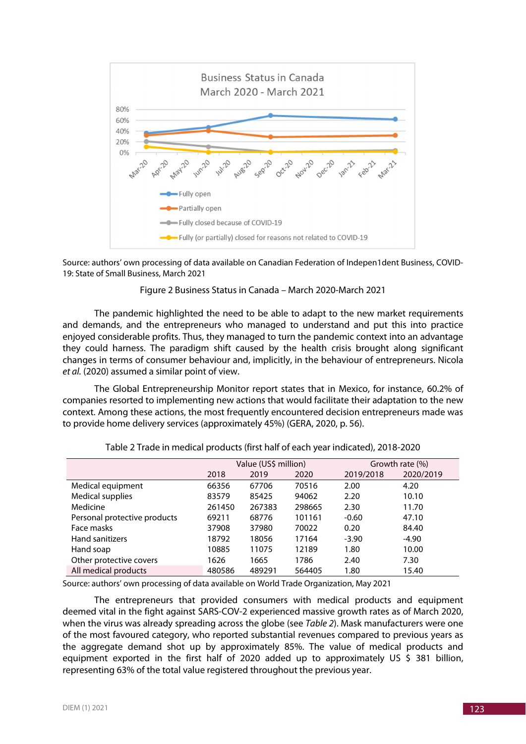Source: authors' own processing of data available on Canadian Federation of Indepen1dent Business, COVID-19: State of Small Business, March 2021

Figure 2 Business Status in Canada – March 2020-March 2021

The pandemic highlighted the need to be able to adapt to the new market requirements and demands, and the entrepreneurs who managed to understand and put this into practice enjoyed considerable profits. Thus, they managed to turn the pandemic context into an advantage they could harness. The paradigm shift caused by the health crisis brought along significant changes in terms of consumer behaviour and, implicitly, in the behaviour of entrepreneurs. Nicola *et al.* (2020) assumed a similar point of view.

The Global Entrepreneurship Monitor report states that in Mexico, for instance, 60.2% of companies resorted to implementing new actions that would facilitate their adaptation to the new context. Among these actions, the most frequently encountered decision entrepreneurs made was to provide home delivery services (approximately 45%) (GERA, 2020, p. 56).

Table 2 Trade in medical products (first half of each year indicated), 2018-2020

| | Value (US$ million) | | | Growth rate (%) | |
|---|---|---|---|---|---|
| | 2018 | 2019 | 2020 | 2019/2018 | 2020/2019 |
| Medical equipment | 66356 | 67706 | 70516 | 2.00 | 4.20 |
| Medical supplies | 83579 | 85425 | 94062 | 2.20 | 10.10 |
| Medicine | 261450 | 267383 | 298665 | 2.30 | 11.70 |
| Personal protective products | 69211 | 68776 | 101161 | -0.60 | 47.10 |
| Face masks | 37908 | 37980 | 70022 | 0.20 | 84.40 |
| Hand sanitizers | 18792 | 18056 | 17164 | -3.90 | -4.90 |
| Hand soap | 10885 | 11075 | 12189 | 1.80 | 10.00 |
| Other protective covers | 1626 | 1665 | 1786 | 2.40 | 7.30 |
| All medical products | 480586 | 489291 | 564405 | 1.80 | 15.40 |

Source: authors' own processing of data available on World Trade Organization, May 2021

The entrepreneurs that provided consumers with medical products and equipment deemed vital in the fight against SARS-COV-2 experienced massive growth rates as of March 2020, when the virus was already spreading across the globe (see *Table 2*). Mask manufacturers were one of the most favoured category, who reported substantial revenues compared to previous years as the aggregate demand shot up by approximately 85%. The value of medical products and equipment exported in the first half of 2020 added up to approximately US $ 381 billion, representing 63% of the total value registered throughout the previous year.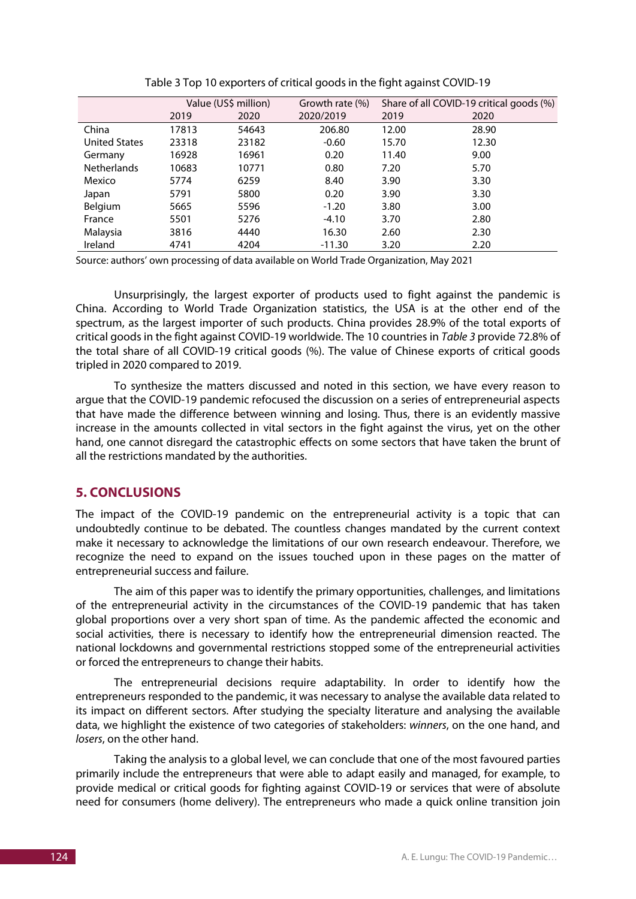Table 3 Top 10 exporters of critical goods in the fight against COVID-19

| | Value (US$ million) | | Growth rate (%) | Share of all COVID-19 critical goods (%) | |
|---|---|---|---|---|---|
| | 2019 | 2020 | 2020/2019 | 2019 | 2020 |
| China | 17813 | 54643 | 206.80 | 12.00 | 28.90 |
| United States | 23318 | 23182 | -0.60 | 15.70 | 12.30 |
| Germany | 16928 | 16961 | 0.20 | 11.40 | 9.00 |
| Netherlands | 10683 | 10771 | 0.80 | 7.20 | 5.70 |
| Mexico | 5774 | 6259 | 8.40 | 3.90 | 3.30 |
| Japan | 5791 | 5800 | 0.20 | 3.90 | 3.30 |
| Belgium | 5665 | 5596 | -1.20 | 3.80 | 3.00 |
| France | 5501 | 5276 | -4.10 | 3.70 | 2.80 |
| Malaysia | 3816 | 4440 | 16.30 | 2.60 | 2.30 |
| Ireland | 4741 | 4204 | -11.30 | 3.20 | 2.20 |

Source: authors' own processing of data available on World Trade Organization, May 2021

Unsurprisingly, the largest exporter of products used to fight against the pandemic is China. According to World Trade Organization statistics, the USA is at the other end of the spectrum, as the largest importer of such products. China provides 28.9% of the total exports of critical goods in the fight against COVID-19 worldwide. The 10 countries in *Table 3* provide 72.8% of the total share of all COVID-19 critical goods (%). The value of Chinese exports of critical goods tripled in 2020 compared to 2019.

To synthesize the matters discussed and noted in this section, we have every reason to argue that the COVID-19 pandemic refocused the discussion on a series of entrepreneurial aspects that have made the difference between winning and losing. Thus, there is an evidently massive increase in the amounts collected in vital sectors in the fight against the virus, yet on the other hand, one cannot disregard the catastrophic effects on some sectors that have taken the brunt of all the restrictions mandated by the authorities.

## 5. CONCLUSIONS

The impact of the COVID-19 pandemic on the entrepreneurial activity is a topic that can undoubtedly continue to be debated. The countless changes mandated by the current context make it necessary to acknowledge the limitations of our own research endeavour. Therefore, we recognize the need to expand on the issues touched upon in these pages on the matter of entrepreneurial success and failure.

The aim of this paper was to identify the primary opportunities, challenges, and limitations of the entrepreneurial activity in the circumstances of the COVID-19 pandemic that has taken global proportions over a very short span of time. As the pandemic affected the economic and social activities, there is necessary to identify how the entrepreneurial dimension reacted. The national lockdowns and governmental restrictions stopped some of the entrepreneurial activities or forced the entrepreneurs to change their habits.

The entrepreneurial decisions require adaptability. In order to identify how the entrepreneurs responded to the pandemic, it was necessary to analyse the available data related to its impact on different sectors. After studying the specialty literature and analysing the available data, we highlight the existence of two categories of stakeholders: *winners*, on the one hand, and *losers*, on the other hand.

Taking the analysis to a global level, we can conclude that one of the most favoured parties primarily include the entrepreneurs that were able to adapt easily and managed, for example, to provide medical or critical goods for fighting against COVID-19 or services that were of absolute need for consumers (home delivery). The entrepreneurs who made a quick online transition join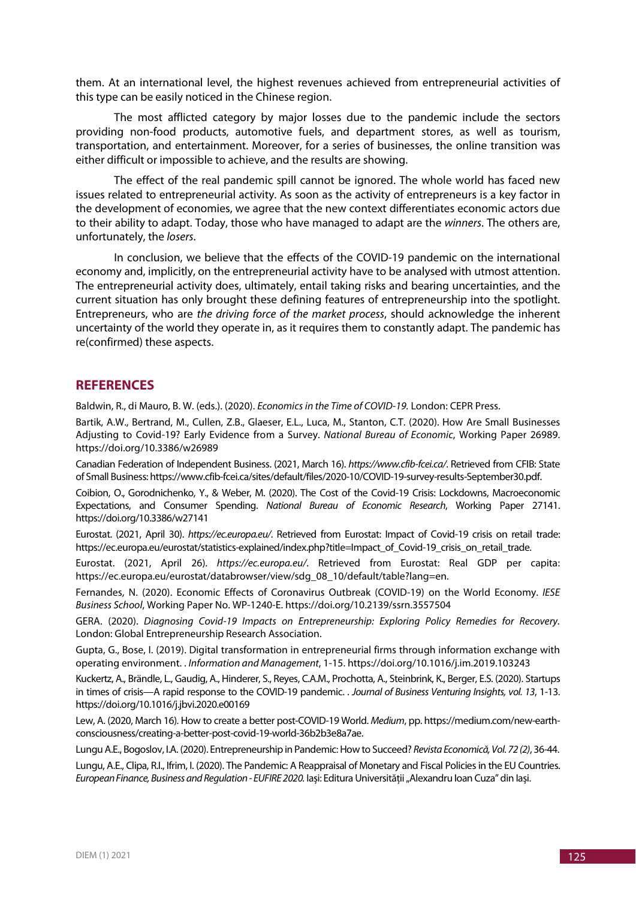them. At an international level, the highest revenues achieved from entrepreneurial activities of this type can be easily noticed in the Chinese region.

The most afflicted category by major losses due to the pandemic include the sectors providing non-food products, automotive fuels, and department stores, as well as tourism, transportation, and entertainment. Moreover, for a series of businesses, the online transition was either difficult or impossible to achieve, and the results are showing.

The effect of the real pandemic spill cannot be ignored. The whole world has faced new issues related to entrepreneurial activity. As soon as the activity of entrepreneurs is a key factor in the development of economies, we agree that the new context differentiates economic actors due to their ability to adapt. Today, those who have managed to adapt are the *winners*. The others are, unfortunately, the *losers*.

In conclusion, we believe that the effects of the COVID-19 pandemic on the international economy and, implicitly, on the entrepreneurial activity have to be analysed with utmost attention. The entrepreneurial activity does, ultimately, entail taking risks and bearing uncertainties, and the current situation has only brought these defining features of entrepreneurship into the spotlight. Entrepreneurs, who are *the driving force of the market process*, should acknowledge the inherent uncertainty of the world they operate in, as it requires them to constantly adapt. The pandemic has re(confirmed) these aspects.

## REFERENCES

Baldwin, R., di Mauro, B. W. (eds.). (2020). *Economics in the Time of COVID-19.* London: CEPR Press.

Bartik, A.W., Bertrand, M., Cullen, Z.B., Glaeser, E.L., Luca, M., Stanton, C.T. (2020). How Are Small Businesses Adjusting to Covid-19? Early Evidence from a Survey. *National Bureau of Economic*, Working Paper 26989. https://doi.org/10.3386/w26989

Canadian Federation of Independent Business. (2021, March 16). *https://www.cfib-fcei.ca/*. Retrieved from CFIB: State of Small Business: https://www.cfib-fcei.ca/sites/default/files/2020-10/COVID-19-survey-results-September30.pdf.

Coibion, O., Gorodnichenko, Y., & Weber, M. (2020). The Cost of the Covid-19 Crisis: Lockdowns, Macroeconomic Expectations, and Consumer Spending. *National Bureau of Economic Research*, Working Paper 27141. https://doi.org/10.3386/w27141

Eurostat. (2021, April 30). *https://ec.europa.eu/*. Retrieved from Eurostat: Impact of Covid-19 crisis on retail trade: https://ec.europa.eu/eurostat/statistics-explained/index.php?title=Impact_of_Covid-19_crisis_on_retail_trade.

Eurostat. (2021, April 26). *https://ec.europa.eu/*. Retrieved from Eurostat: Real GDP per capita: https://ec.europa.eu/eurostat/databrowser/view/sdg_08_10/default/table?lang=en.

Fernandes, N. (2020). Economic Effects of Coronavirus Outbreak (COVID-19) on the World Economy. *IESE Business School*, Working Paper No. WP-1240-E. https://doi.org/10.2139/ssrn.3557504

GERA. (2020). *Diagnosing Covid-19 Impacts on Entrepreneurship: Exploring Policy Remedies for Recovery*. London: Global Entrepreneurship Research Association.

Gupta, G., Bose, I. (2019). Digital transformation in entrepreneurial firms through information exchange with operating environment. . *Information and Management*, 1-15. https://doi.org/10.1016/j.im.2019.103243

Kuckertz, A., Brändle, L., Gaudig, A., Hinderer, S., Reyes, C.A.M., Prochotta, A., Steinbrink, K., Berger, E.S. (2020). Startups in times of crisis—A rapid response to the COVID-19 pandemic. . *Journal of Business Venturing Insights, vol. 13*, 1-13. https://doi.org/10.1016/j.jbvi.2020.e00169

Lew, A. (2020, March 16). How to create a better post-COVID-19 World. *Medium*, pp. https://medium.com/new-earth-consciousness/creating-a-better-post-covid-19-world-36b2b3e8a7ae.

Lungu A.E., Bogoslov, I.A. (2020). Entrepreneurship in Pandemic: How to Succeed? *Revista Economică, Vol. 72 (2)*, 36-44.

Lungu, A.E., Clipa, R.I., Ifrim, I. (2020). The Pandemic: A Reappraisal of Monetary and Fiscal Policies in the EU Countries. *European Finance, Business and Regulation - EUFIRE 2020.* Iași: Editura Universității „Alexandru Ioan Cuza" din Iași.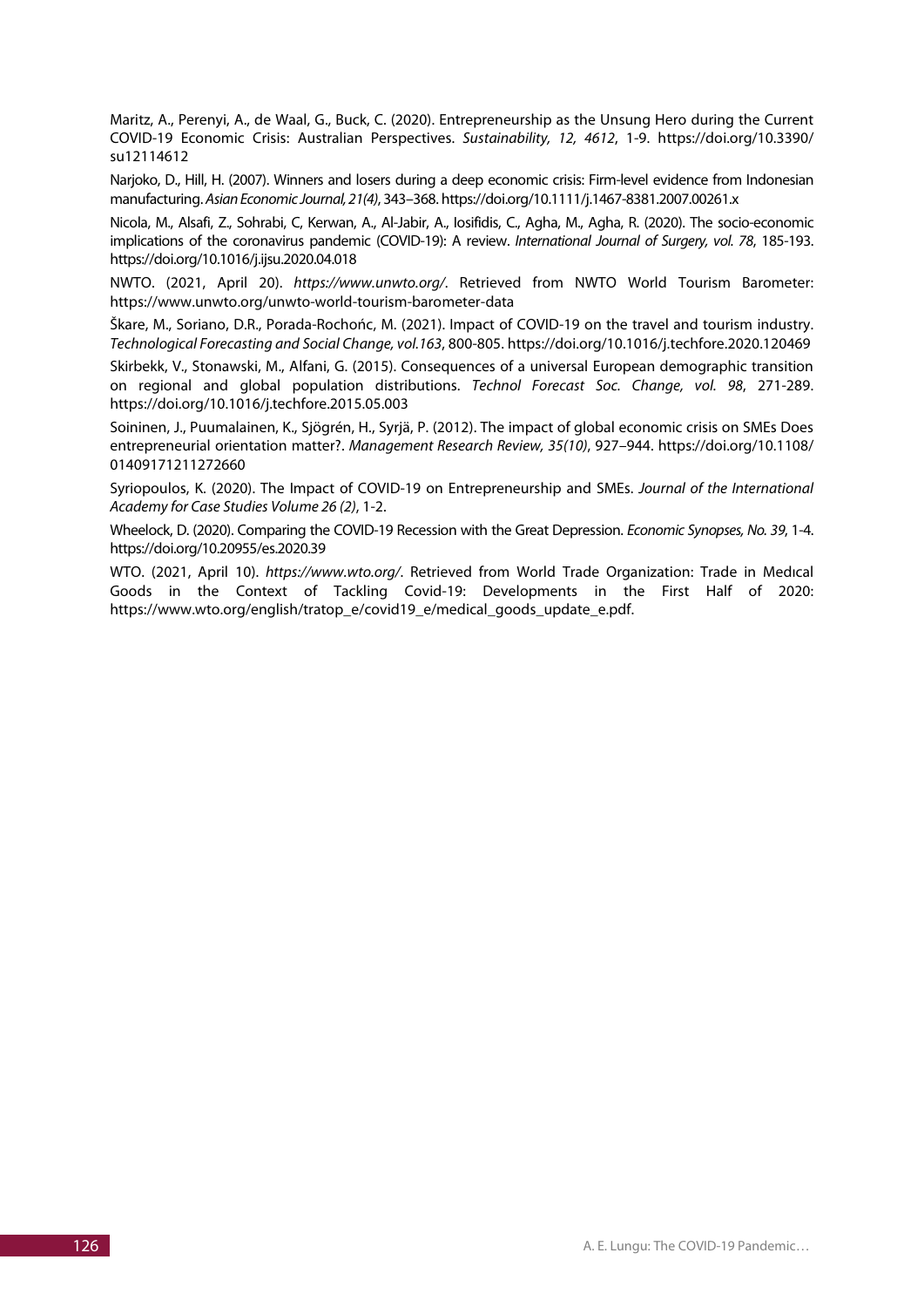Maritz, A., Perenyi, A., de Waal, G., Buck, C. (2020). Entrepreneurship as the Unsung Hero during the Current COVID-19 Economic Crisis: Australian Perspectives. *Sustainability, 12, 4612*, 1-9. https://doi.org/10.3390/su12114612

Narjoko, D., Hill, H. (2007). Winners and losers during a deep economic crisis: Firm-level evidence from Indonesian manufacturing. *Asian Economic Journal, 21(4)*, 343–368. https://doi.org/10.1111/j.1467-8381.2007.00261.x

Nicola, M., Alsafi, Z., Sohrabi, C, Kerwan, A., Al-Jabir, A., Iosifidis, C., Agha, M., Agha, R. (2020). The socio-economic implications of the coronavirus pandemic (COVID-19): A review. *International Journal of Surgery, vol. 78*, 185-193. https://doi.org/10.1016/j.ijsu.2020.04.018

NWTO. (2021, April 20). *https://www.unwto.org/*. Retrieved from NWTO World Tourism Barometer: https://www.unwto.org/unwto-world-tourism-barometer-data

Škare, M., Soriano, D.R., Porada-Rochońc, M. (2021). Impact of COVID-19 on the travel and tourism industry. *Technological Forecasting and Social Change, vol.163*, 800-805. https://doi.org/10.1016/j.techfore.2020.120469

Skirbekk, V., Stonawski, M., Alfani, G. (2015). Consequences of a universal European demographic transition on regional and global population distributions. *Technol Forecast Soc. Change, vol. 98*, 271-289. https://doi.org/10.1016/j.techfore.2015.05.003

Soininen, J., Puumalainen, K., Sjögrén, H., Syrjä, P. (2012). The impact of global economic crisis on SMEs Does entrepreneurial orientation matter?. *Management Research Review, 35(10)*, 927–944. https://doi.org/10.1108/01409171211272660

Syriopoulos, K. (2020). The Impact of COVID-19 on Entrepreneurship and SMEs. *Journal of the International Academy for Case Studies Volume 26 (2)*, 1-2.

Wheelock, D. (2020). Comparing the COVID-19 Recession with the Great Depression. *Economic Synopses, No. 39*, 1-4. https://doi.org/10.20955/es.2020.39

WTO. (2021, April 10). *https://www.wto.org/*. Retrieved from World Trade Organization: Trade in Medıcal Goods in the Context of Tackling Covid-19: Developments in the First Half of 2020: https://www.wto.org/english/tratop_e/covid19_e/medical_goods_update_e.pdf.